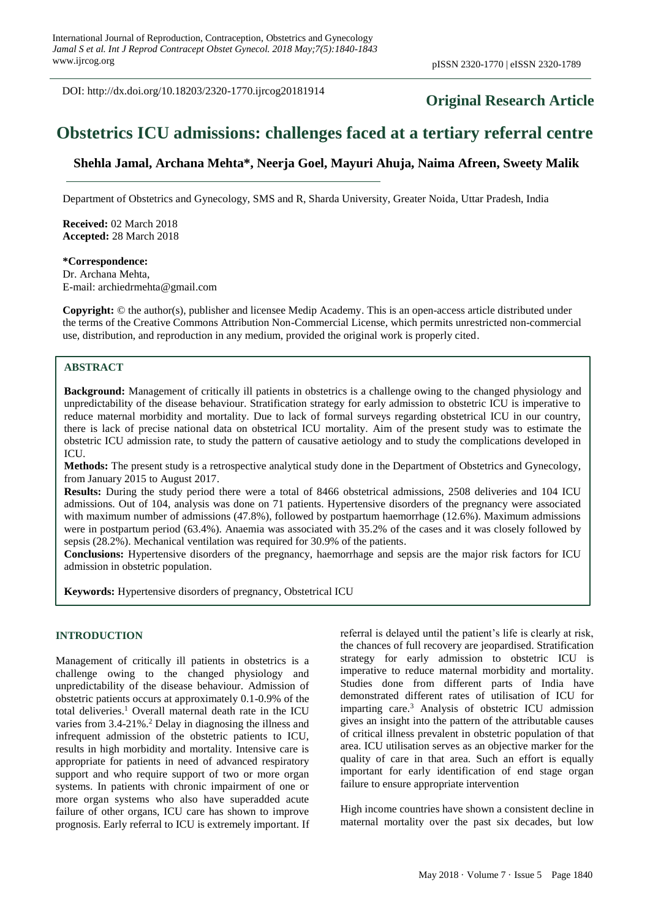DOI: http://dx.doi.org/10.18203/2320-1770.ijrcog20181914

**Original Research Article**

# Obstetrics ICU admissions: challenges faced at a tertiary referral centre

**Shehla Jamal, Archana Mehta*, Neerja Goel, Mayuri Ahuja, Naima Afreen, Sweety Malik**

Department of Obstetrics and Gynecology, SMS and R, Sharda University, Greater Noida, Uttar Pradesh, India

**Received:** 02 March 2018
**Accepted:** 28 March 2018

**\*Correspondence:**
Dr. Archana Mehta,
E-mail: archiedrmehta@gmail.com

**Copyright:** © the author(s), publisher and licensee Medip Academy. This is an open-access article distributed under the terms of the Creative Commons Attribution Non-Commercial License, which permits unrestricted non-commercial use, distribution, and reproduction in any medium, provided the original work is properly cited.

## ABSTRACT

**Background:** Management of critically ill patients in obstetrics is a challenge owing to the changed physiology and unpredictability of the disease behaviour. Stratification strategy for early admission to obstetric ICU is imperative to reduce maternal morbidity and mortality. Due to lack of formal surveys regarding obstetrical ICU in our country, there is lack of precise national data on obstetrical ICU mortality. Aim of the present study was to estimate the obstetric ICU admission rate, to study the pattern of causative aetiology and to study the complications developed in ICU.

**Methods:** The present study is a retrospective analytical study done in the Department of Obstetrics and Gynecology, from January 2015 to August 2017.

**Results:** During the study period there were a total of 8466 obstetrical admissions, 2508 deliveries and 104 ICU admissions. Out of 104, analysis was done on 71 patients. Hypertensive disorders of the pregnancy were associated with maximum number of admissions (47.8%), followed by postpartum haemorrhage (12.6%). Maximum admissions were in postpartum period (63.4%). Anaemia was associated with 35.2% of the cases and it was closely followed by sepsis (28.2%). Mechanical ventilation was required for 30.9% of the patients.

**Conclusions:** Hypertensive disorders of the pregnancy, haemorrhage and sepsis are the major risk factors for ICU admission in obstetric population.

**Keywords:** Hypertensive disorders of pregnancy, Obstetrical ICU

## INTRODUCTION

Management of critically ill patients in obstetrics is a challenge owing to the changed physiology and unpredictability of the disease behaviour. Admission of obstetric patients occurs at approximately 0.1-0.9% of the total deliveries.[1] Overall maternal death rate in the ICU varies from 3.4-21%.[2] Delay in diagnosing the illness and infrequent admission of the obstetric patients to ICU, results in high morbidity and mortality. Intensive care is appropriate for patients in need of advanced respiratory support and who require support of two or more organ systems. In patients with chronic impairment of one or more organ systems who also have superadded acute failure of other organs, ICU care has shown to improve prognosis. Early referral to ICU is extremely important. If referral is delayed until the patient's life is clearly at risk, the chances of full recovery are jeopardised. Stratification strategy for early admission to obstetric ICU is imperative to reduce maternal morbidity and mortality. Studies done from different parts of India have demonstrated different rates of utilisation of ICU for imparting care.[3] Analysis of obstetric ICU admission gives an insight into the pattern of the attributable causes of critical illness prevalent in obstetric population of that area. ICU utilisation serves as an objective marker for the quality of care in that area. Such an effort is equally important for early identification of end stage organ failure to ensure appropriate intervention

High income countries have shown a consistent decline in maternal mortality over the past six decades, but low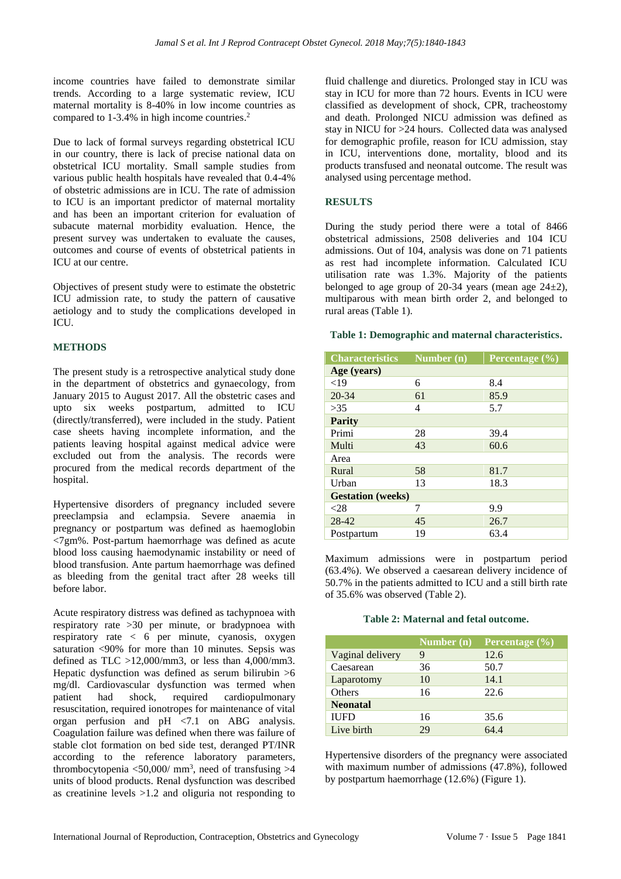income countries have failed to demonstrate similar trends. According to a large systematic review, ICU maternal mortality is 8-40% in low income countries as compared to 1-3.4% in high income countries.[2]

Due to lack of formal surveys regarding obstetrical ICU in our country, there is lack of precise national data on obstetrical ICU mortality. Small sample studies from various public health hospitals have revealed that 0.4-4% of obstetric admissions are in ICU. The rate of admission to ICU is an important predictor of maternal mortality and has been an important criterion for evaluation of subacute maternal morbidity evaluation. Hence, the present survey was undertaken to evaluate the causes, outcomes and course of events of obstetrical patients in ICU at our centre.

Objectives of present study were to estimate the obstetric ICU admission rate, to study the pattern of causative aetiology and to study the complications developed in ICU.

## METHODS

The present study is a retrospective analytical study done in the department of obstetrics and gynaecology, from January 2015 to August 2017. All the obstetric cases and upto six weeks postpartum, admitted to ICU (directly/transferred), were included in the study. Patient case sheets having incomplete information, and the patients leaving hospital against medical advice were excluded out from the analysis. The records were procured from the medical records department of the hospital.

Hypertensive disorders of pregnancy included severe preeclampsia and eclampsia. Severe anaemia in pregnancy or postpartum was defined as haemoglobin <7gm%. Post-partum haemorrhage was defined as acute blood loss causing haemodynamic instability or need of blood transfusion. Ante partum haemorrhage was defined as bleeding from the genital tract after 28 weeks till before labor.

Acute respiratory distress was defined as tachypnoea with respiratory rate >30 per minute, or bradypnoea with respiratory rate < 6 per minute, cyanosis, oxygen saturation <90% for more than 10 minutes. Sepsis was defined as TLC >12,000/mm3, or less than 4,000/mm3. Hepatic dysfunction was defined as serum bilirubin >6 mg/dl. Cardiovascular dysfunction was termed when patient had shock, required cardiopulmonary resuscitation, required ionotropes for maintenance of vital organ perfusion and pH <7.1 on ABG analysis. Coagulation failure was defined when there was failure of stable clot formation on bed side test, deranged PT/INR according to the reference laboratory parameters, thrombocytopenia <50,000/ $mm^3$, need of transfusing >4 units of blood products. Renal dysfunction was described as creatinine levels >1.2 and oliguria not responding to fluid challenge and diuretics. Prolonged stay in ICU was stay in ICU for more than 72 hours. Events in ICU were classified as development of shock, CPR, tracheostomy and death. Prolonged NICU admission was defined as stay in NICU for >24 hours. Collected data was analysed for demographic profile, reason for ICU admission, stay in ICU, interventions done, mortality, blood and its products transfused and neonatal outcome. The result was analysed using percentage method.

## RESULTS

During the study period there were a total of 8466 obstetrical admissions, 2508 deliveries and 104 ICU admissions. Out of 104, analysis was done on 71 patients as rest had incomplete information. Calculated ICU utilisation rate was 1.3%. Majority of the patients belonged to age group of 20-34 years (mean age 24±2), multiparous with mean birth order 2, and belonged to rural areas (Table 1).

**Table 1: Demographic and maternal characteristics.**

| Characteristics | Number (n) | Percentage (%) |
|---|---|---|
| **Age (years)** | | |
| <19 | 6 | 8.4 |
| 20-34 | 61 | 85.9 |
| >35 | 4 | 5.7 |
| **Parity** | | |
| Primi | 28 | 39.4 |
| Multi | 43 | 60.6 |
| Area | | |
| Rural | 58 | 81.7 |
| Urban | 13 | 18.3 |
| **Gestation (weeks)** | | |
| <28 | 7 | 9.9 |
| 28-42 | 45 | 26.7 |
| Postpartum | 19 | 63.4 |

Maximum admissions were in postpartum period (63.4%). We observed a caesarean delivery incidence of 50.7% in the patients admitted to ICU and a still birth rate of 35.6% was observed (Table 2).

**Table 2: Maternal and fetal outcome.**

| | Number (n) | Percentage (%) |
|---|---|---|
| Vaginal delivery | 9 | 12.6 |
| Caesarean | 36 | 50.7 |
| Laparotomy | 10 | 14.1 |
| Others | 16 | 22.6 |
| **Neonatal** | | |
| IUFD | 16 | 35.6 |
| Live birth | 29 | 64.4 |

Hypertensive disorders of the pregnancy were associated with maximum number of admissions (47.8%), followed by postpartum haemorrhage (12.6%) (Figure 1).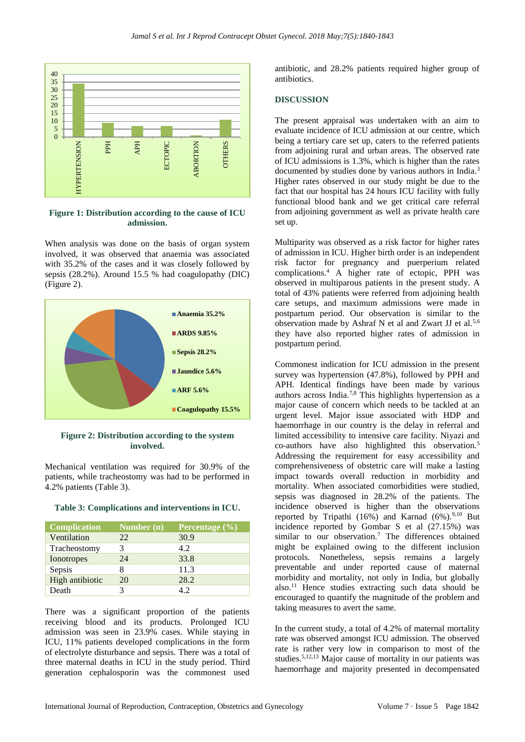Figure 1: Distribution according to the cause of ICU admission.

When analysis was done on the basis of organ system involved, it was observed that anaemia was associated with 35.2% of the cases and it was closely followed by sepsis (28.2%). Around 15.5 % had coagulopathy (DIC) (Figure 2).

Figure 2: Distribution according to the system involved.

Mechanical ventilation was required for 30.9% of the patients, while tracheostomy was had to be performed in 4.2% patients (Table 3).

**Table 3: Complications and interventions in ICU.**

| Complication | Number (n) | Percentage (%) |
|---|---|---|
| Ventilation | 22 | 30.9 |
| Tracheostomy | 3 | 4.2 |
| Ionotropes | 24 | 33.8 |
| Sepsis | 8 | 11.3 |
| High antibiotic | 20 | 28.2 |
| Death | 3 | 4.2 |

There was a significant proportion of the patients receiving blood and its products. Prolonged ICU admission was seen in 23.9% cases. While staying in ICU, 11% patients developed complications in the form of electrolyte disturbance and sepsis. There was a total of three maternal deaths in ICU in the study period. Third generation cephalosporin was the commonest used antibiotic, and 28.2% patients required higher group of antibiotics.

## DISCUSSION

The present appraisal was undertaken with an aim to evaluate incidence of ICU admission at our centre, which being a tertiary care set up, caters to the referred patients from adjoining rural and urban areas. The observed rate of ICU admissions is 1.3%, which is higher than the rates documented by studies done by various authors in India.[3] Higher rates observed in our study might be due to the fact that our hospital has 24 hours ICU facility with fully functional blood bank and we get critical care referral from adjoining government as well as private health care set up.

Multiparity was observed as a risk factor for higher rates of admission in ICU. Higher birth order is an independent risk factor for pregnancy and puerperium related complications.[4] A higher rate of ectopic, PPH was observed in multiparous patients in the present study. A total of 43% patients were referred from adjoining health care setups, and maximum admissions were made in postpartum period. Our observation is similar to the observation made by Ashraf N et al and Zwart JJ et al.[5,6] they have also reported higher rates of admission in postpartum period.

Commonest indication for ICU admission in the present survey was hypertension (47.8%), followed by PPH and APH. Identical findings have been made by various authors across India.[7,8] This highlights hypertension as a major cause of concern which needs to be tackled at an urgent level. Major issue associated with HDP and haemorrhage in our country is the delay in referral and limited accessibility to intensive care facility. Niyazi and co-authors have also highlighted this observation.[5] Addressing the requirement for easy accessibility and comprehensiveness of obstetric care will make a lasting impact towards overall reduction in morbidity and mortality. When associated comorbidities were studied, sepsis was diagnosed in 28.2% of the patients. The incidence observed is higher than the observations reported by Tripathi (16%) and Karnad (6%).[9,10] But incidence reported by Gombar S et al (27.15%) was similar to our observation.[7] The differences obtained might be explained owing to the different inclusion protocols. Nonetheless, sepsis remains a largely preventable and under reported cause of maternal morbidity and mortality, not only in India, but globally also.[11] Hence studies extracting such data should be encouraged to quantify the magnitude of the problem and taking measures to avert the same.

In the current study, a total of 4.2% of maternal mortality rate was observed amongst ICU admission. The observed rate is rather very low in comparison to most of the studies.[5,12,13] Major cause of mortality in our patients was haemorrhage and majority presented in decompensated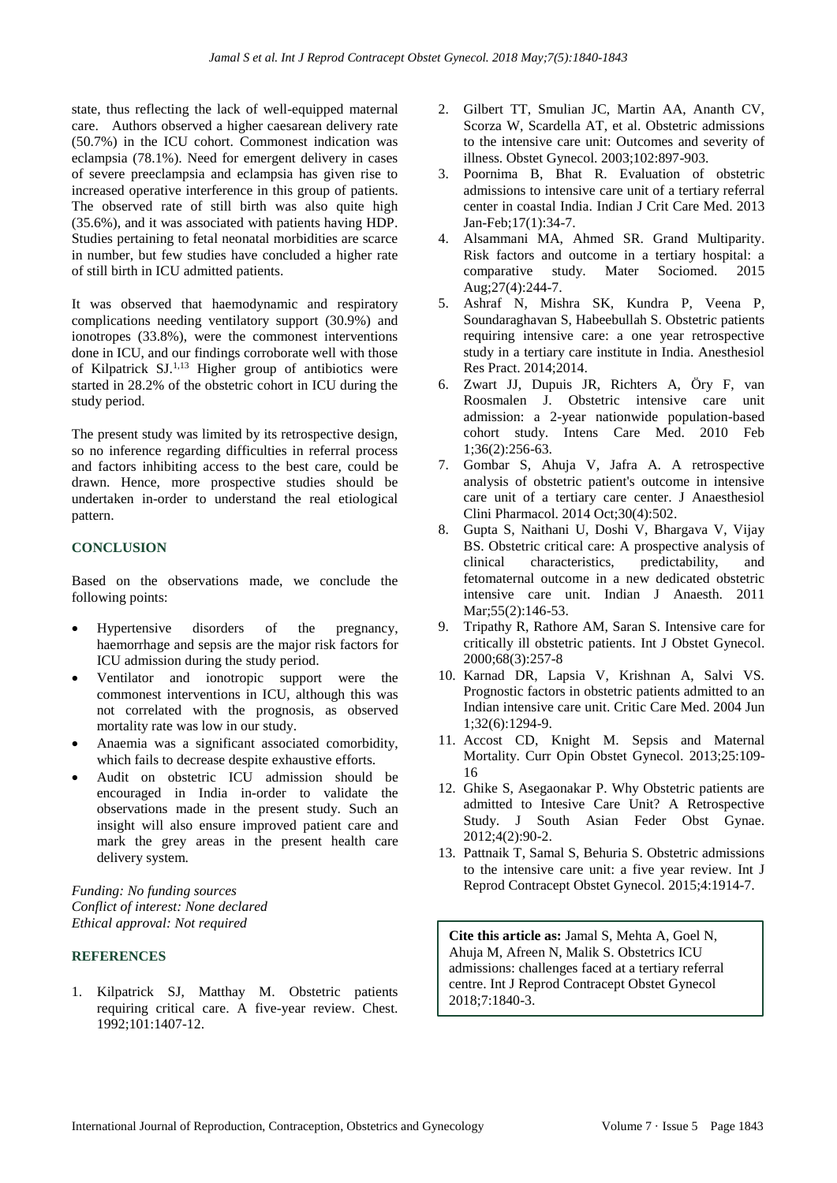state, thus reflecting the lack of well-equipped maternal care. Authors observed a higher caesarean delivery rate (50.7%) in the ICU cohort. Commonest indication was eclampsia (78.1%). Need for emergent delivery in cases of severe preeclampsia and eclampsia has given rise to increased operative interference in this group of patients. The observed rate of still birth was also quite high (35.6%), and it was associated with patients having HDP. Studies pertaining to fetal neonatal morbidities are scarce in number, but few studies have concluded a higher rate of still birth in ICU admitted patients.

It was observed that haemodynamic and respiratory complications needing ventilatory support (30.9%) and ionotropes (33.8%), were the commonest interventions done in ICU, and our findings corroborate well with those of Kilpatrick SJ.[1,13] Higher group of antibiotics were started in 28.2% of the obstetric cohort in ICU during the study period.

The present study was limited by its retrospective design, so no inference regarding difficulties in referral process and factors inhibiting access to the best care, could be drawn. Hence, more prospective studies should be undertaken in-order to understand the real etiological pattern.

## CONCLUSION

Based on the observations made, we conclude the following points:

- Hypertensive disorders of the pregnancy, haemorrhage and sepsis are the major risk factors for ICU admission during the study period.
- Ventilator and ionotropic support were the commonest interventions in ICU, although this was not correlated with the prognosis, as observed mortality rate was low in our study.
- Anaemia was a significant associated comorbidity, which fails to decrease despite exhaustive efforts.
- Audit on obstetric ICU admission should be encouraged in India in-order to validate the observations made in the present study. Such an insight will also ensure improved patient care and mark the grey areas in the present health care delivery system.

*Funding: No funding sources*
*Conflict of interest: None declared*
*Ethical approval: Not required*

## REFERENCES

1. Kilpatrick SJ, Matthay M. Obstetric patients requiring critical care. A five-year review. Chest. 1992;101:1407-12.
2. Gilbert TT, Smulian JC, Martin AA, Ananth CV, Scorza W, Scardella AT, et al. Obstetric admissions to the intensive care unit: Outcomes and severity of illness. Obstet Gynecol. 2003;102:897-903.
3. Poornima B, Bhat R. Evaluation of obstetric admissions to intensive care unit of a tertiary referral center in coastal India. Indian J Crit Care Med. 2013 Jan-Feb;17(1):34-7.
4. Alsammani MA, Ahmed SR. Grand Multiparity. Risk factors and outcome in a tertiary hospital: a comparative study. Mater Sociomed. 2015 Aug;27(4):244-7.
5. Ashraf N, Mishra SK, Kundra P, Veena P, Soundaraghavan S, Habeebullah S. Obstetric patients requiring intensive care: a one year retrospective study in a tertiary care institute in India. Anesthesiol Res Pract. 2014;2014.
6. Zwart JJ, Dupuis JR, Richters A, Öry F, van Roosmalen J. Obstetric intensive care unit admission: a 2-year nationwide population-based cohort study. Intens Care Med. 2010 Feb 1;36(2):256-63.
7. Gombar S, Ahuja V, Jafra A. A retrospective analysis of obstetric patient's outcome in intensive care unit of a tertiary care center. J Anaesthesiol Clini Pharmacol. 2014 Oct;30(4):502.
8. Gupta S, Naithani U, Doshi V, Bhargava V, Vijay BS. Obstetric critical care: A prospective analysis of clinical characteristics, predictability, and fetomaternal outcome in a new dedicated obstetric intensive care unit. Indian J Anaesth. 2011 Mar;55(2):146-53.
9. Tripathy R, Rathore AM, Saran S. Intensive care for critically ill obstetric patients. Int J Obstet Gynecol. 2000;68(3):257-8
10. Karnad DR, Lapsia V, Krishnan A, Salvi VS. Prognostic factors in obstetric patients admitted to an Indian intensive care unit. Critic Care Med. 2004 Jun 1;32(6):1294-9.
11. Accost CD, Knight M. Sepsis and Maternal Mortality. Curr Opin Obstet Gynecol. 2013;25:109-16
12. Ghike S, Asegaonakar P. Why Obstetric patients are admitted to Intesive Care Unit? A Retrospective Study. J South Asian Feder Obst Gynae. 2012;4(2):90-2.
13. Pattnaik T, Samal S, Behuria S. Obstetric admissions to the intensive care unit: a five year review. Int J Reprod Contracept Obstet Gynecol. 2015;4:1914-7.

**Cite this article as:** Jamal S, Mehta A, Goel N, Ahuja M, Afreen N, Malik S. Obstetrics ICU admissions: challenges faced at a tertiary referral centre. Int J Reprod Contracept Obstet Gynecol 2018;7:1840-3.